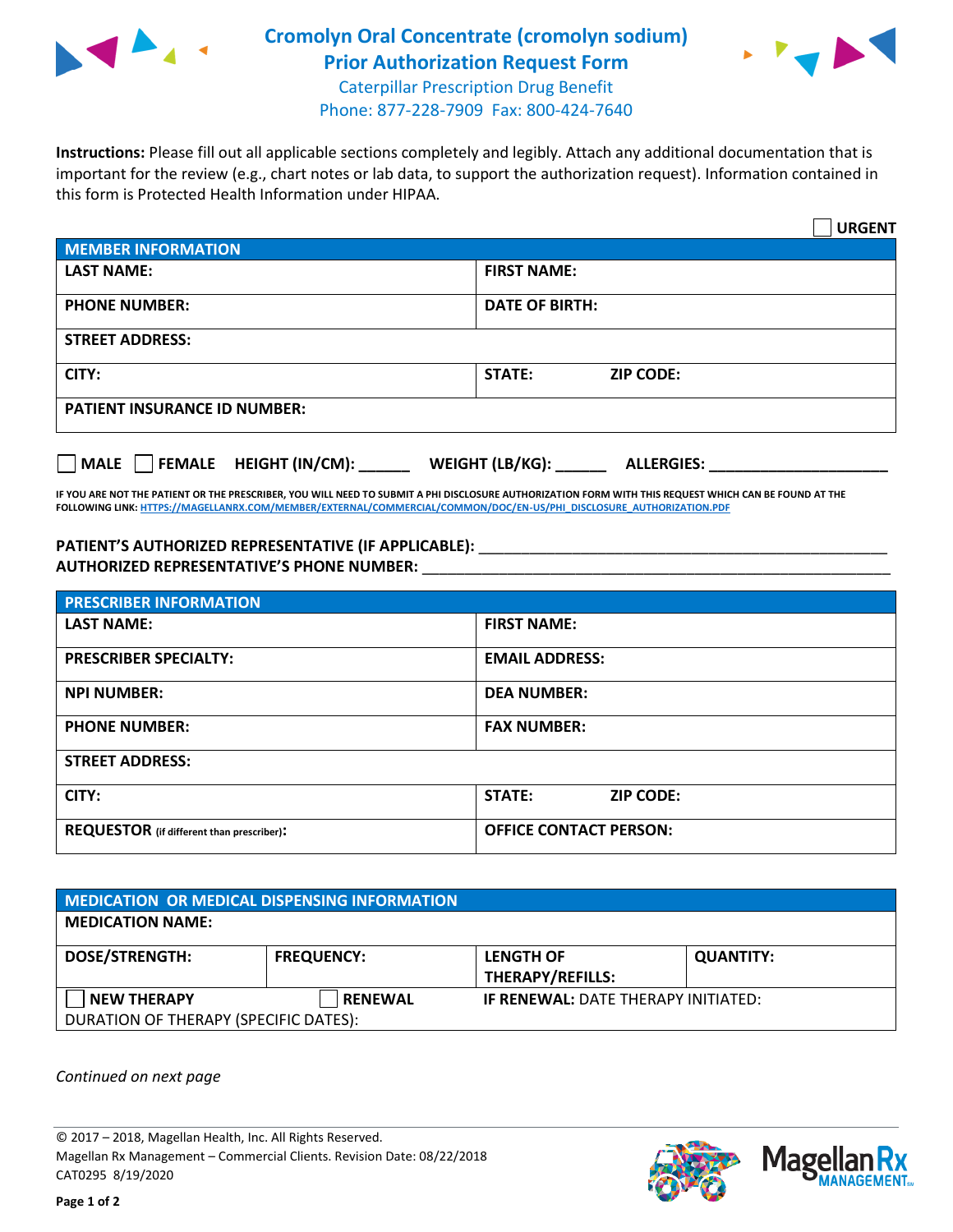# Cromolyn Oral Concentrate (cromolyn sodium) Prior Authorization Request Form

Caterpillar Prescription Drug Benefit
Phone: 877-228-7909 Fax: 800-424-7640

**Instructions:** Please fill out all applicable sections completely and legibly. Attach any additional documentation that is important for the review (e.g., chart notes or lab data, to support the authorization request). Information contained in this form is Protected Health Information under HIPAA.

☐ **URGENT**

| **MEMBER INFORMATION** | |
|---|---|
| **LAST NAME:** | **FIRST NAME:** |
| **PHONE NUMBER:** | **DATE OF BIRTH:** |
| **STREET ADDRESS:** | |
| **CITY:** | **STATE:** **ZIP CODE:** |
| **PATIENT INSURANCE ID NUMBER:** | |

☐ **MALE** ☐ **FEMALE** **HEIGHT (IN/CM):** ______ **WEIGHT (LB/KG):** ______ **ALLERGIES:** ____________________

**IF YOU ARE NOT THE PATIENT OR THE PRESCRIBER, YOU WILL NEED TO SUBMIT A PHI DISCLOSURE AUTHORIZATION FORM WITH THIS REQUEST WHICH CAN BE FOUND AT THE FOLLOWING LINK:** HTTPS://MAGELLANRX.COM/MEMBER/EXTERNAL/COMMERCIAL/COMMON/DOC/EN-US/PHI_DISCLOSURE_AUTHORIZATION.PDF

**PATIENT'S AUTHORIZED REPRESENTATIVE (IF APPLICABLE):** ____________________________________________
**AUTHORIZED REPRESENTATIVE'S PHONE NUMBER:** ____________________________________________

| **PRESCRIBER INFORMATION** | |
|---|---|
| **LAST NAME:** | **FIRST NAME:** |
| **PRESCRIBER SPECIALTY:** | **EMAIL ADDRESS:** |
| **NPI NUMBER:** | **DEA NUMBER:** |
| **PHONE NUMBER:** | **FAX NUMBER:** |
| **STREET ADDRESS:** | |
| **CITY:** | **STATE:** **ZIP CODE:** |
| **REQUESTOR** (if different than prescriber)**:** | **OFFICE CONTACT PERSON:** |

| **MEDICATION OR MEDICAL DISPENSING INFORMATION** | | | |
|---|---|---|---|
| **MEDICATION NAME:** | | | |
| **DOSE/STRENGTH:** | **FREQUENCY:** | **LENGTH OF THERAPY/REFILLS:** | **QUANTITY:** |
| ☐ **NEW THERAPY** | ☐ **RENEWAL** | **IF RENEWAL:** DATE THERAPY INITIATED: | |
| DURATION OF THERAPY (SPECIFIC DATES): | | | |

*Continued on next page*

© 2017 – 2018, Magellan Health, Inc. All Rights Reserved.
Magellan Rx Management – Commercial Clients. Revision Date: 08/22/2018
CAT0295 8/19/2020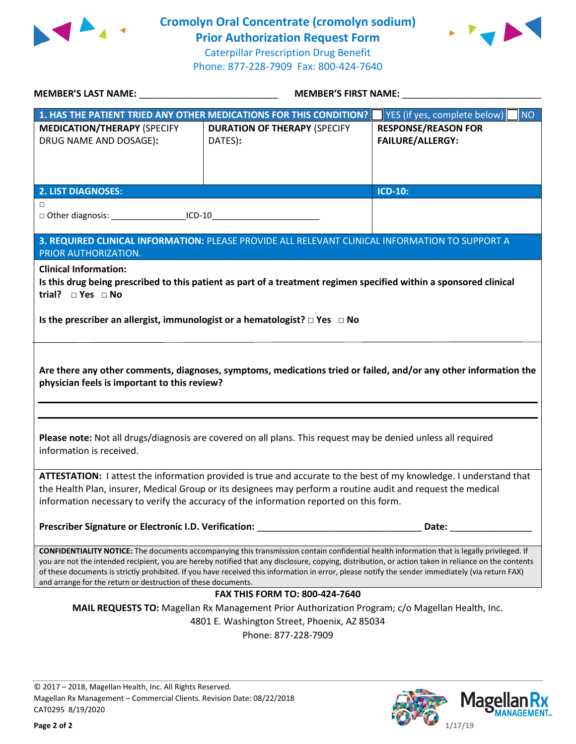# Cromolyn Oral Concentrate (cromolyn sodium)
## Prior Authorization Request Form

Caterpillar Prescription Drug Benefit
Phone: 877-228-7909 Fax: 800-424-7640

**MEMBER'S LAST NAME:** ___________________________ **MEMBER'S FIRST NAME:** ___________________________

| **1. HAS THE PATIENT TRIED ANY OTHER MEDICATIONS FOR THIS CONDITION?** | | ☐ YES (if yes, complete below) ☐ NO |
|---|---|---|
| **MEDICATION/THERAPY** (SPECIFY DRUG NAME AND DOSAGE): | **DURATION OF THERAPY** (SPECIFY DATES): | **RESPONSE/REASON FOR FAILURE/ALLERGY:** |
| | | |

| **2. LIST DIAGNOSES:** | **ICD-10:** |
|---|---|
| ☐<br>☐ Other diagnosis: _______________ICD-10______________________ | |

**3. REQUIRED CLINICAL INFORMATION:** PLEASE PROVIDE ALL RELEVANT CLINICAL INFORMATION TO SUPPORT A PRIOR AUTHORIZATION.

**Clinical Information:**

**Is this drug being prescribed to this patient as part of a treatment regimen specified within a sponsored clinical trial?** ☐ **Yes** ☐ **No**

**Is the prescriber an allergist, immunologist or a hematologist?** ☐ **Yes** ☐ **No**

**Are there any other comments, diagnoses, symptoms, medications tried or failed, and/or any other information the physician feels is important to this review?**

_____________________________________________________________________________

_____________________________________________________________________________

**Please note:** Not all drugs/diagnosis are covered on all plans. This request may be denied unless all required information is received.

**ATTESTATION:** I attest the information provided is true and accurate to the best of my knowledge. I understand that the Health Plan, insurer, Medical Group or its designees may perform a routine audit and request the medical information necessary to verify the accuracy of the information reported on this form.

**Prescriber Signature or Electronic I.D. Verification:** ________________________________ **Date:** ________________

**CONFIDENTIALITY NOTICE:** The documents accompanying this transmission contain confidential health information that is legally privileged. If you are not the intended recipient, you are hereby notified that any disclosure, copying, distribution, or action taken in reliance on the contents of these documents is strictly prohibited. If you have received this information in error, please notify the sender immediately (via return FAX) and arrange for the return or destruction of these documents.

**FAX THIS FORM TO: 800-424-7640**

**MAIL REQUESTS TO:** Magellan Rx Management Prior Authorization Program; c/o Magellan Health, Inc.
4801 E. Washington Street, Phoenix, AZ 85034
Phone: 877-228-7909

© 2017 – 2018, Magellan Health, Inc. All Rights Reserved.
Magellan Rx Management – Commercial Clients. Revision Date: 08/22/2018
CAT0295 8/19/2020

1/17/19